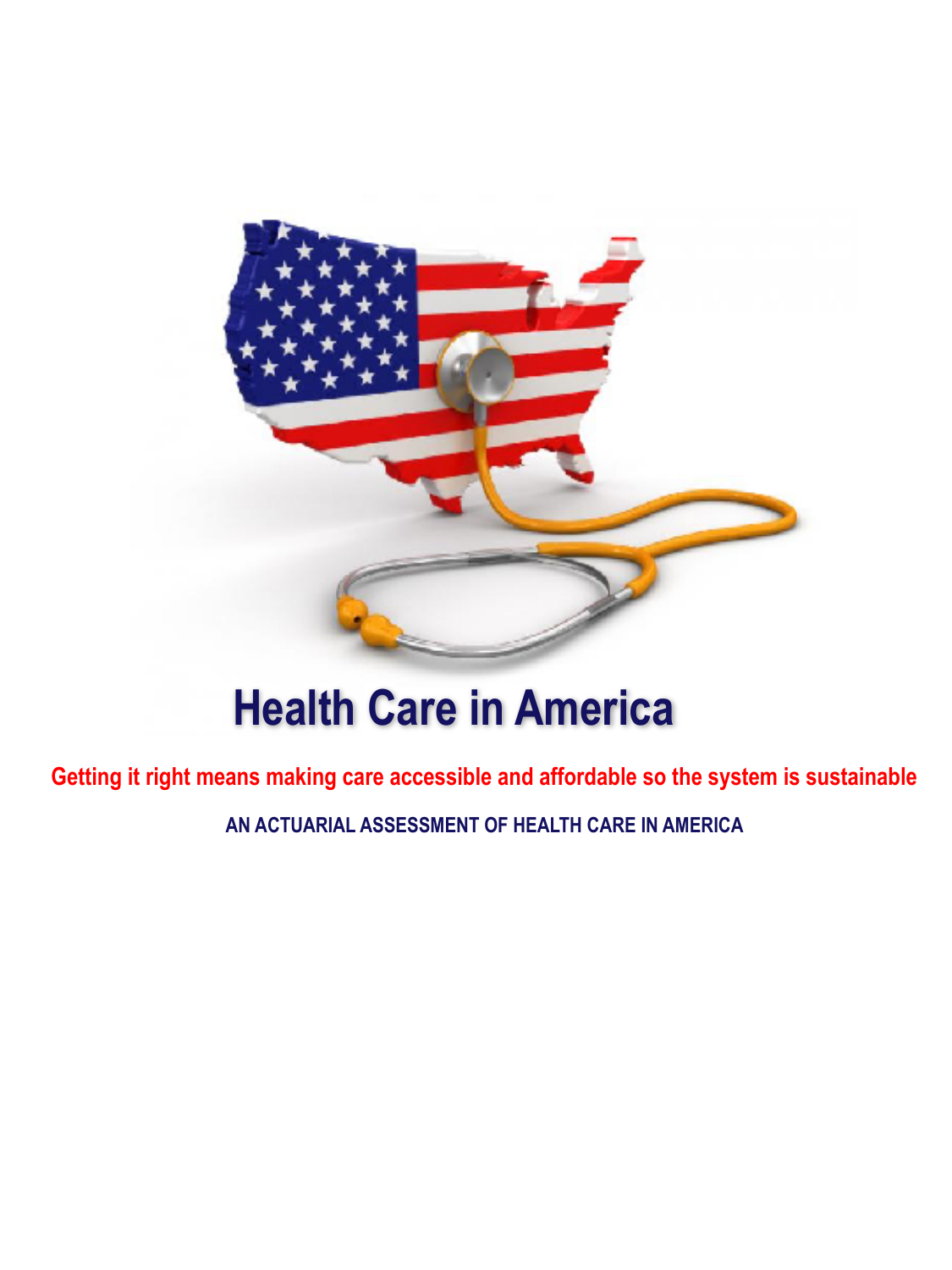# Health Care in America

**Getting it right means making care accessible and affordable so the system is sustainable**

**AN ACTUARIAL ASSESSMENT OF HEALTH CARE IN AMERICA**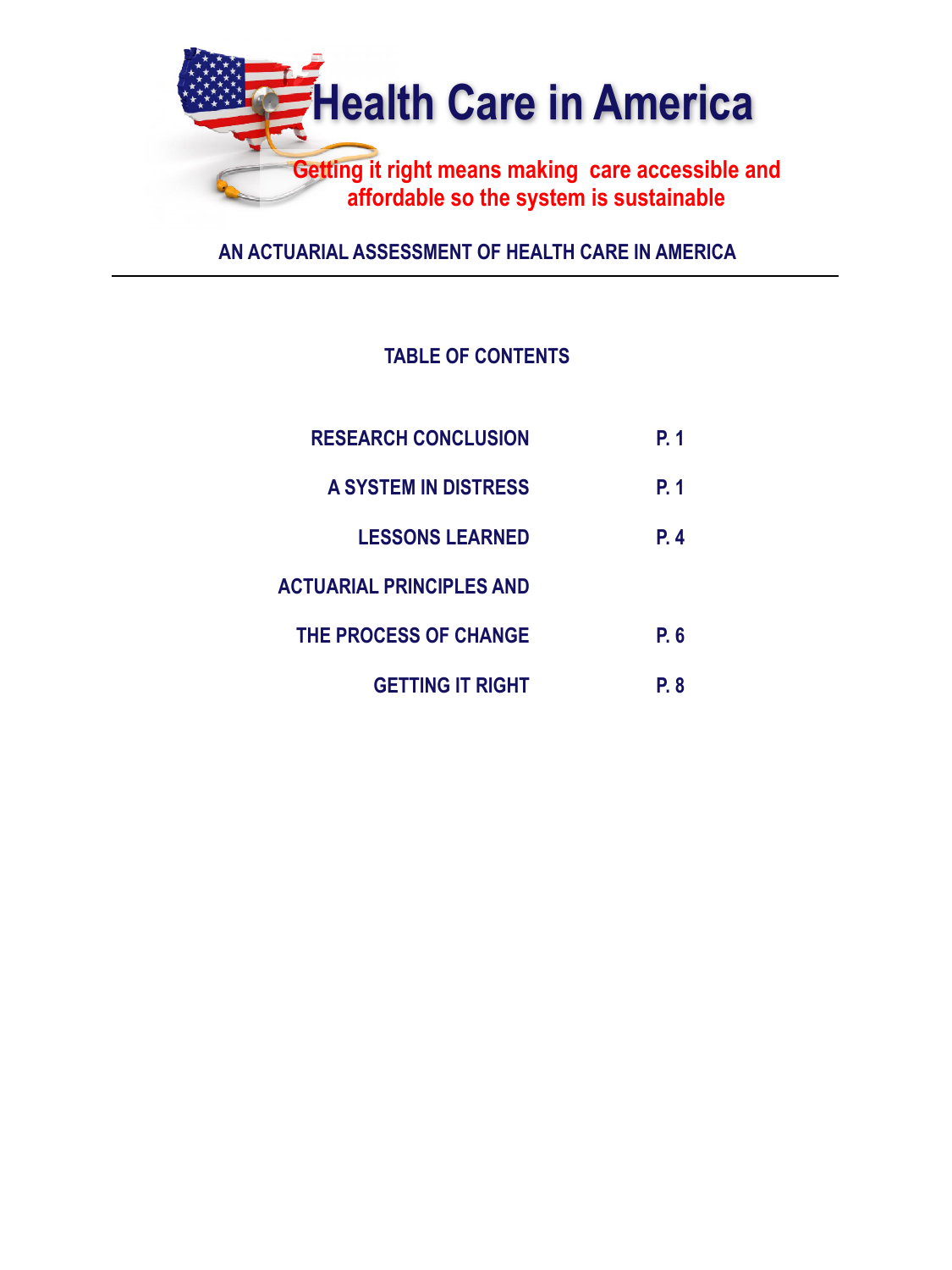# Health Care in America

**Getting it right means making care accessible and affordable so the system is sustainable**

## AN ACTUARIAL ASSESSMENT OF HEALTH CARE IN AMERICA

---

### TABLE OF CONTENTS

| | |
|---|---|
| RESEARCH CONCLUSION | P. 1 |
| A SYSTEM IN DISTRESS | P. 1 |
| LESSONS LEARNED | P. 4 |
| ACTUARIAL PRINCIPLES AND THE PROCESS OF CHANGE | P. 6 |
| GETTING IT RIGHT | P. 8 |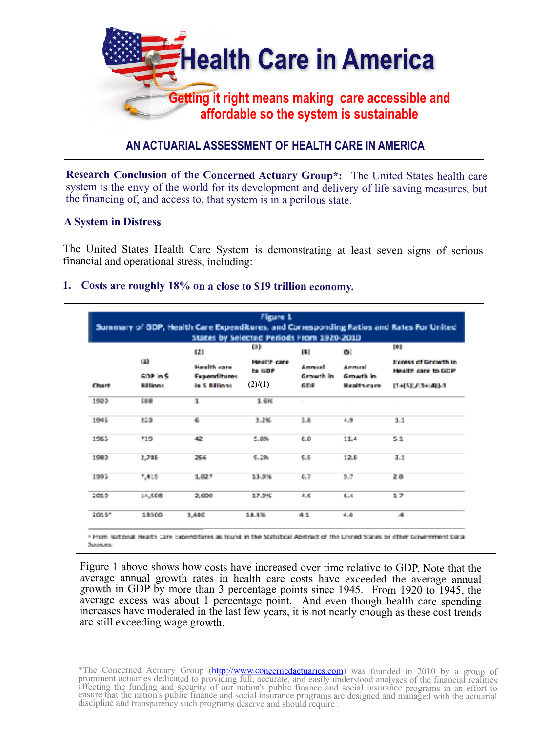# Health Care in America

**Getting it right means making care accessible and affordable so the system is sustainable**

## AN ACTUARIAL ASSESSMENT OF HEALTH CARE IN AMERICA

**Research Conclusion of the Concerned Actuary Group*:** The United States health care system is the envy of the world for its development and delivery of life saving measures, but the financing of, and access to, that system is in a perilous state.

### A System in Distress

The United States Health Care System is demonstrating at least seven signs of serious financial and operational stress, including:

1. **Costs are roughly 18% on a close to $19 trillion economy.**

**Figure 1**
**Summary of GDP, Health Care Expenditures, and Corresponding Ratios and Rates For United States by Selected Periods From 1920-2010**

| Chart | (1) GDP in $ Billions | (2) Health care Expenditures in $ Billions | (3) Health care to GDP (2)/(1) | (4) Annual Growth in GDP | (5) Annual Growth in Health care | (6) Excess of Growth in Health care to GDP [1+(5)]/[1+(4)]-1 |
|---|---|---|---|---|---|---|
| 1920 | 588 | 1 | 1.6% | - | - | - |
| 1945 | 223 | 6 | 2.2% | 3.8 | 4.9 | 1.1 |
| 1965 | 719 | 42 | 5.8% | 6.0 | 11.4 | 5.1 |
| 1980 | 2,788 | 256 | 9.2% | 9.5 | 12.8 | 3.1 |
| 1995 | 7,419 | 1,027 | 13.9% | 6.7 | 9.7 | 2.8 |
| 2010 | 14,508 | 2,600 | 17.9% | 4.6 | 6.4 | 1.7 |
| 2015* | 18500 | 3,400 | 18.4% | 4.1 | 4.6 | .4 |

* From National Health Care Expenditures as found in the Statistical Abstract of the United States or other Government Data Sources.

Figure 1 above shows how costs have increased over time relative to GDP. Note that the average annual growth rates in health care costs have exceeded the average annual growth in GDP by more than 3 percentage points since 1945. From 1920 to 1945, the average excess was about 1 percentage point. And even though health care spending increases have moderated in the last few years, it is not nearly enough as these cost trends are still exceeding wage growth.

*The Concerned Actuary Group (http://www.concernedactuaries.com) was founded in 2010 by a group of prominent actuaries dedicated to providing full, accurate, and easily understood analyses of the financial realities affecting the funding and security of our nation's public finance and social insurance programs in an effort to ensure that the nation's public finance and social insurance programs are designed and managed with the actuarial discipline and transparency such programs deserve and should require..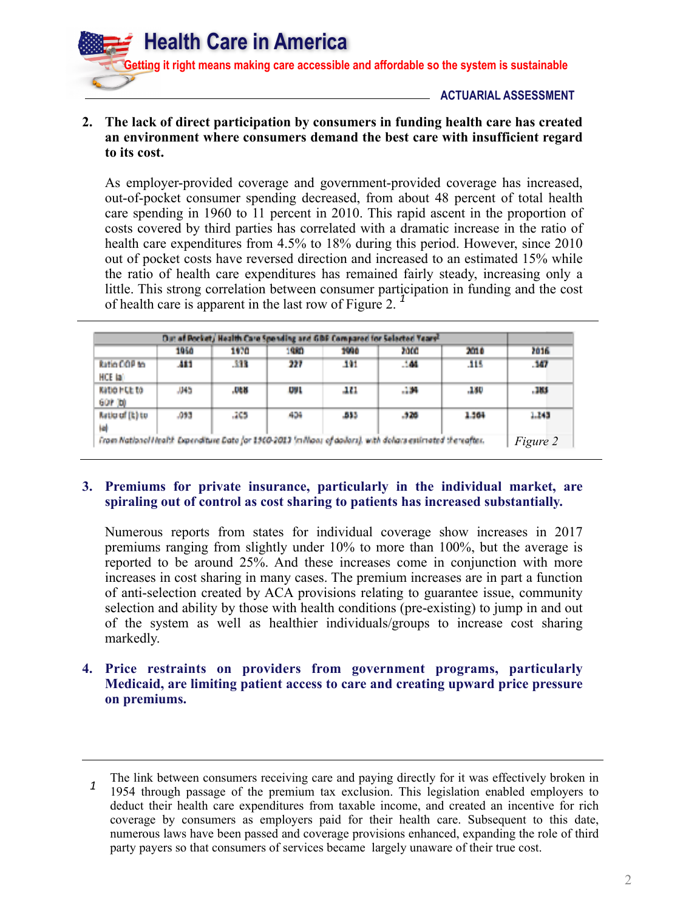2. **The lack of direct participation by consumers in funding health care has created an environment where consumers demand the best care with insufficient regard to its cost.**

   As employer-provided coverage and government-provided coverage has increased, out-of-pocket consumer spending decreased, from about 48 percent of total health care spending in 1960 to 11 percent in 2010. This rapid ascent in the proportion of costs covered by third parties has correlated with a dramatic increase in the ratio of health care expenditures from 4.5% to 18% during this period. However, since 2010 out of pocket costs have reversed direction and increased to an estimated 15% while the ratio of health care expenditures has remained fairly steady, increasing only a little. This strong correlation between consumer participation in funding and the cost of health care is apparent in the last row of Figure 2. [1]

| Out of Pocket/ Health Care Spending and GDP Compared for Selected Years[1] | | | | | | | |
|---|---|---|---|---|---|---|---|
| | 1960 | 1970 | 1980 | 1990 | 2000 | 2010 | 2016 |
| Ratio OOP to HCE (a) | .481 | .338 | .227 | .191 | .144 | .115 | .147 |
| Ratio HCE to GDP (b) | .045 | .068 | .091 | .121 | .134 | .180 | .183 |
| Ratio of (b) to (a) | .093 | .205 | .404 | .633 | .928 | 1.564 | 1.243 |

From National Health Expenditure Data for 1960-2013 (millions of dollars), with dollars estimated thereafter.

*Figure 2*

3. **Premiums for private insurance, particularly in the individual market, are spiraling out of control as cost sharing to patients has increased substantially.**

   Numerous reports from states for individual coverage show increases in 2017 premiums ranging from slightly under 10% to more than 100%, but the average is reported to be around 25%. And these increases come in conjunction with more increases in cost sharing in many cases. The premium increases are in part a function of anti-selection created by ACA provisions relating to guarantee issue, community selection and ability by those with health conditions (pre-existing) to jump in and out of the system as well as healthier individuals/groups to increase cost sharing markedly.

4. **Price restraints on providers from government programs, particularly Medicaid, are limiting patient access to care and creating upward price pressure on premiums.**

---

[1] The link between consumers receiving care and paying directly for it was effectively broken in 1954 through passage of the premium tax exclusion. This legislation enabled employers to deduct their health care expenditures from taxable income, and created an incentive for rich coverage by consumers as employers paid for their health care. Subsequent to this date, numerous laws have been passed and coverage provisions enhanced, expanding the role of third party payers so that consumers of services became largely unaware of their true cost.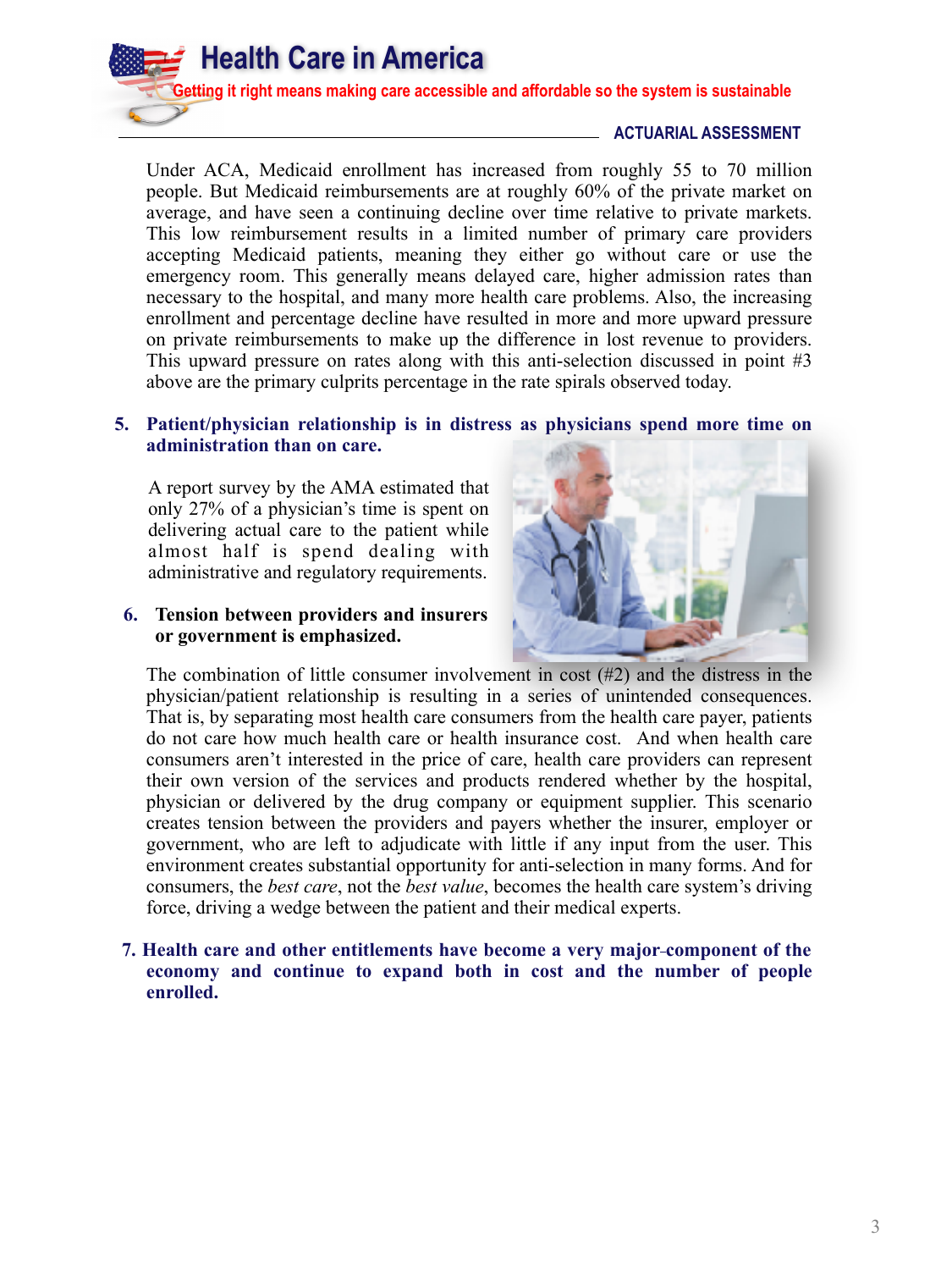Under ACA, Medicaid enrollment has increased from roughly 55 to 70 million people. But Medicaid reimbursements are at roughly 60% of the private market on average, and have seen a continuing decline over time relative to private markets. This low reimbursement results in a limited number of primary care providers accepting Medicaid patients, meaning they either go without care or use the emergency room. This generally means delayed care, higher admission rates than necessary to the hospital, and many more health care problems. Also, the increasing enrollment and percentage decline have resulted in more and more upward pressure on private reimbursements to make up the difference in lost revenue to providers. This upward pressure on rates along with this anti-selection discussed in point #3 above are the primary culprits percentage in the rate spirals observed today.

5. **Patient/physician relationship is in distress as physicians spend more time on administration than on care.**

   A report survey by the AMA estimated that only 27% of a physician's time is spent on delivering actual care to the patient while almost half is spend dealing with administrative and regulatory requirements.

6. **Tension between providers and insurers or government is emphasized.**

   The combination of little consumer involvement in cost (#2) and the distress in the physician/patient relationship is resulting in a series of unintended consequences. That is, by separating most health care consumers from the health care payer, patients do not care how much health care or health insurance cost. And when health care consumers aren't interested in the price of care, health care providers can represent their own version of the services and products rendered whether by the hospital, physician or delivered by the drug company or equipment supplier. This scenario creates tension between the providers and payers whether the insurer, employer or government, who are left to adjudicate with little if any input from the user. This environment creates substantial opportunity for anti-selection in many forms. And for consumers, the *best care*, not the *best value*, becomes the health care system's driving force, driving a wedge between the patient and their medical experts.

7. **Health care and other entitlements have become a very major component of the economy and continue to expand both in cost and the number of people enrolled.**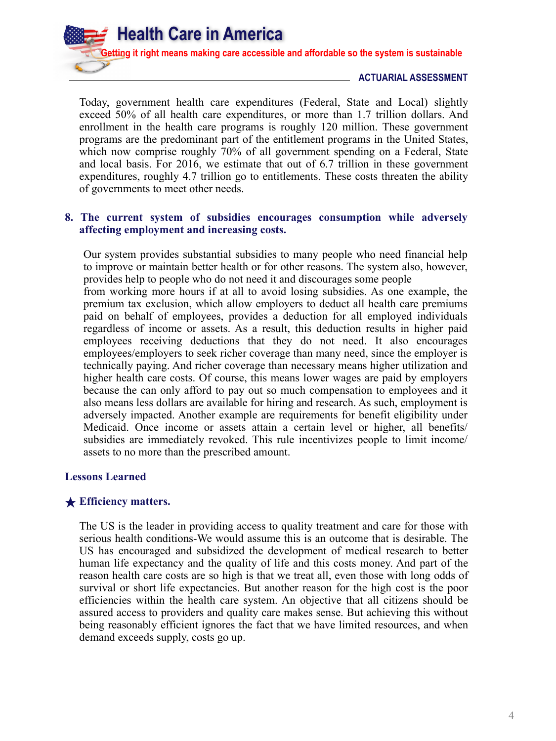Today, government health care expenditures (Federal, State and Local) slightly exceed 50% of all health care expenditures, or more than 1.7 trillion dollars. And enrollment in the health care programs is roughly 120 million. These government programs are the predominant part of the entitlement programs in the United States, which now comprise roughly 70% of all government spending on a Federal, State and local basis. For 2016, we estimate that out of 6.7 trillion in these government expenditures, roughly 4.7 trillion go to entitlements. These costs threaten the ability of governments to meet other needs.

**8. The current system of subsidies encourages consumption while adversely affecting employment and increasing costs.**

Our system provides substantial subsidies to many people who need financial help to improve or maintain better health or for other reasons. The system also, however, provides help to people who do not need it and discourages some people from working more hours if at all to avoid losing subsidies. As one example, the premium tax exclusion, which allow employers to deduct all health care premiums paid on behalf of employees, provides a deduction for all employed individuals regardless of income or assets. As a result, this deduction results in higher paid employees receiving deductions that they do not need. It also encourages employees/employers to seek richer coverage than many need, since the employer is technically paying. And richer coverage than necessary means higher utilization and higher health care costs. Of course, this means lower wages are paid by employers because the can only afford to pay out so much compensation to employees and it also means less dollars are available for hiring and research. As such, employment is adversely impacted. Another example are requirements for benefit eligibility under Medicaid. Once income or assets attain a certain level or higher, all benefits/ subsidies are immediately revoked. This rule incentivizes people to limit income/ assets to no more than the prescribed amount.

## Lessons Learned

### ★ Efficiency matters.

The US is the leader in providing access to quality treatment and care for those with serious health conditions-We would assume this is an outcome that is desirable. The US has encouraged and subsidized the development of medical research to better human life expectancy and the quality of life and this costs money. And part of the reason health care costs are so high is that we treat all, even those with long odds of survival or short life expectancies. But another reason for the high cost is the poor efficiencies within the health care system. An objective that all citizens should be assured access to providers and quality care makes sense. But achieving this without being reasonably efficient ignores the fact that we have limited resources, and when demand exceeds supply, costs go up.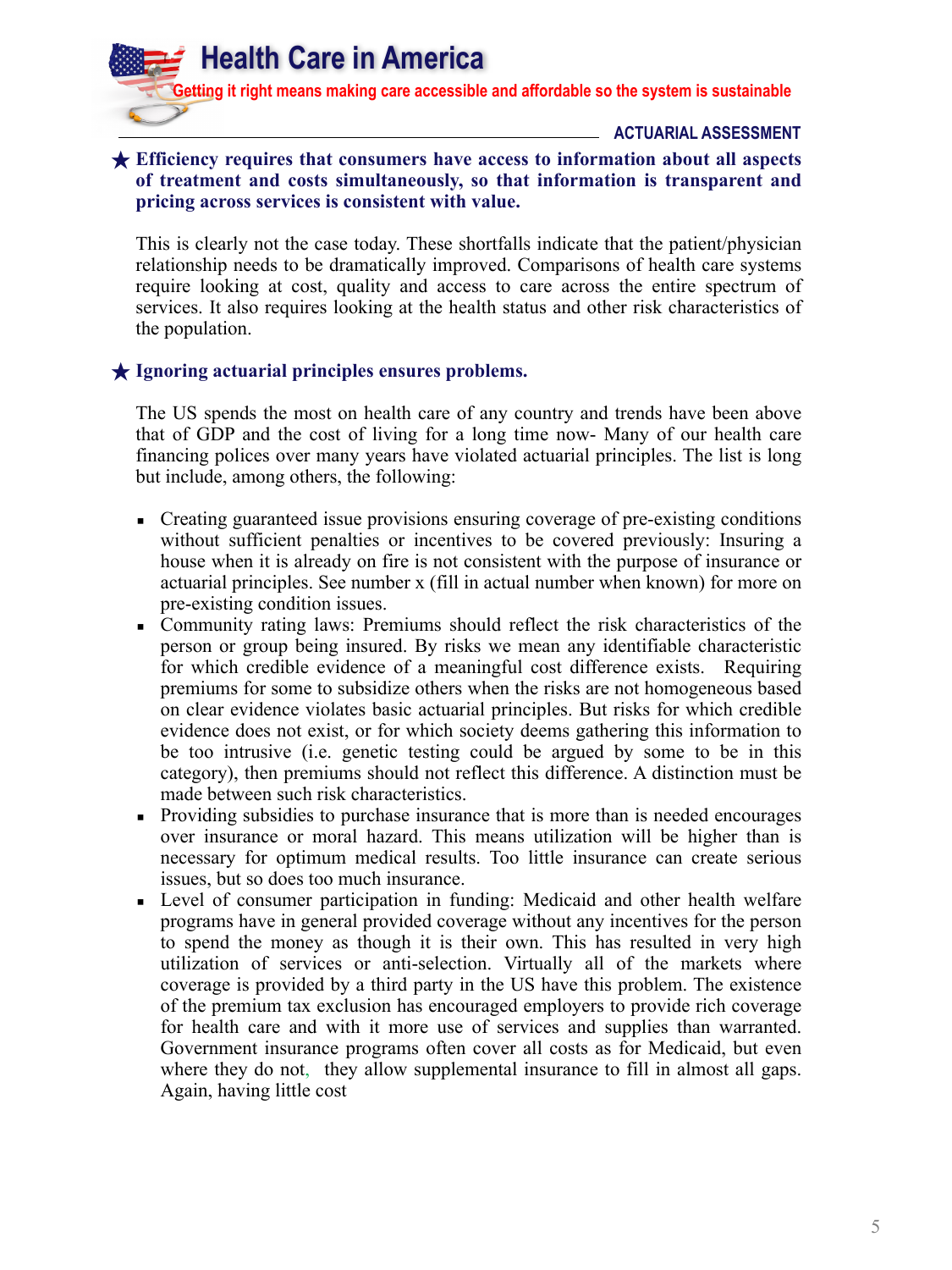**ACTUARIAL ASSESSMENT**

★ **Efficiency requires that consumers have access to information about all aspects of treatment and costs simultaneously, so that information is transparent and pricing across services is consistent with value.**

This is clearly not the case today. These shortfalls indicate that the patient/physician relationship needs to be dramatically improved. Comparisons of health care systems require looking at cost, quality and access to care across the entire spectrum of services. It also requires looking at the health status and other risk characteristics of the population.

★ **Ignoring actuarial principles ensures problems.**

The US spends the most on health care of any country and trends have been above that of GDP and the cost of living for a long time now- Many of our health care financing polices over many years have violated actuarial principles. The list is long but include, among others, the following:

- Creating guaranteed issue provisions ensuring coverage of pre-existing conditions without sufficient penalties or incentives to be covered previously: Insuring a house when it is already on fire is not consistent with the purpose of insurance or actuarial principles. See number x (fill in actual number when known) for more on pre-existing condition issues.
- Community rating laws: Premiums should reflect the risk characteristics of the person or group being insured. By risks we mean any identifiable characteristic for which credible evidence of a meaningful cost difference exists. Requiring premiums for some to subsidize others when the risks are not homogeneous based on clear evidence violates basic actuarial principles. But risks for which credible evidence does not exist, or for which society deems gathering this information to be too intrusive (i.e. genetic testing could be argued by some to be in this category), then premiums should not reflect this difference. A distinction must be made between such risk characteristics.
- Providing subsidies to purchase insurance that is more than is needed encourages over insurance or moral hazard. This means utilization will be higher than is necessary for optimum medical results. Too little insurance can create serious issues, but so does too much insurance.
- Level of consumer participation in funding: Medicaid and other health welfare programs have in general provided coverage without any incentives for the person to spend the money as though it is their own. This has resulted in very high utilization of services or anti-selection. Virtually all of the markets where coverage is provided by a third party in the US have this problem. The existence of the premium tax exclusion has encouraged employers to provide rich coverage for health care and with it more use of services and supplies than warranted. Government insurance programs often cover all costs as for Medicaid, but even where they do not, they allow supplemental insurance to fill in almost all gaps. Again, having little cost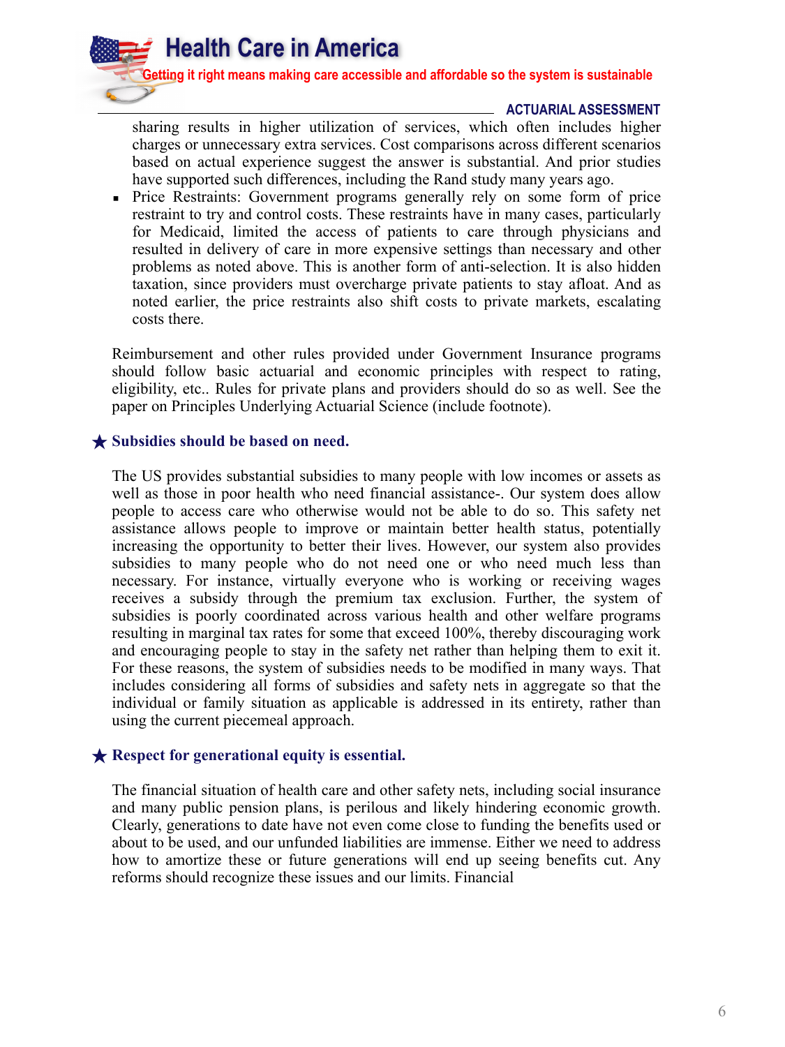sharing results in higher utilization of services, which often includes higher charges or unnecessary extra services. Cost comparisons across different scenarios based on actual experience suggest the answer is substantial. And prior studies have supported such differences, including the Rand study many years ago.

- Price Restraints: Government programs generally rely on some form of price restraint to try and control costs. These restraints have in many cases, particularly for Medicaid, limited the access of patients to care through physicians and resulted in delivery of care in more expensive settings than necessary and other problems as noted above. This is another form of anti-selection. It is also hidden taxation, since providers must overcharge private patients to stay afloat. And as noted earlier, the price restraints also shift costs to private markets, escalating costs there.

Reimbursement and other rules provided under Government Insurance programs should follow basic actuarial and economic principles with respect to rating, eligibility, etc.. Rules for private plans and providers should do so as well. See the paper on Principles Underlying Actuarial Science (include footnote).

### ★ Subsidies should be based on need.

The US provides substantial subsidies to many people with low incomes or assets as well as those in poor health who need financial assistance-. Our system does allow people to access care who otherwise would not be able to do so. This safety net assistance allows people to improve or maintain better health status, potentially increasing the opportunity to better their lives. However, our system also provides subsidies to many people who do not need one or who need much less than necessary. For instance, virtually everyone who is working or receiving wages receives a subsidy through the premium tax exclusion. Further, the system of subsidies is poorly coordinated across various health and other welfare programs resulting in marginal tax rates for some that exceed 100%, thereby discouraging work and encouraging people to stay in the safety net rather than helping them to exit it. For these reasons, the system of subsidies needs to be modified in many ways. That includes considering all forms of subsidies and safety nets in aggregate so that the individual or family situation as applicable is addressed in its entirety, rather than using the current piecemeal approach.

### ★ Respect for generational equity is essential.

The financial situation of health care and other safety nets, including social insurance and many public pension plans, is perilous and likely hindering economic growth. Clearly, generations to date have not even come close to funding the benefits used or about to be used, and our unfunded liabilities are immense. Either we need to address how to amortize these or future generations will end up seeing benefits cut. Any reforms should recognize these issues and our limits. Financial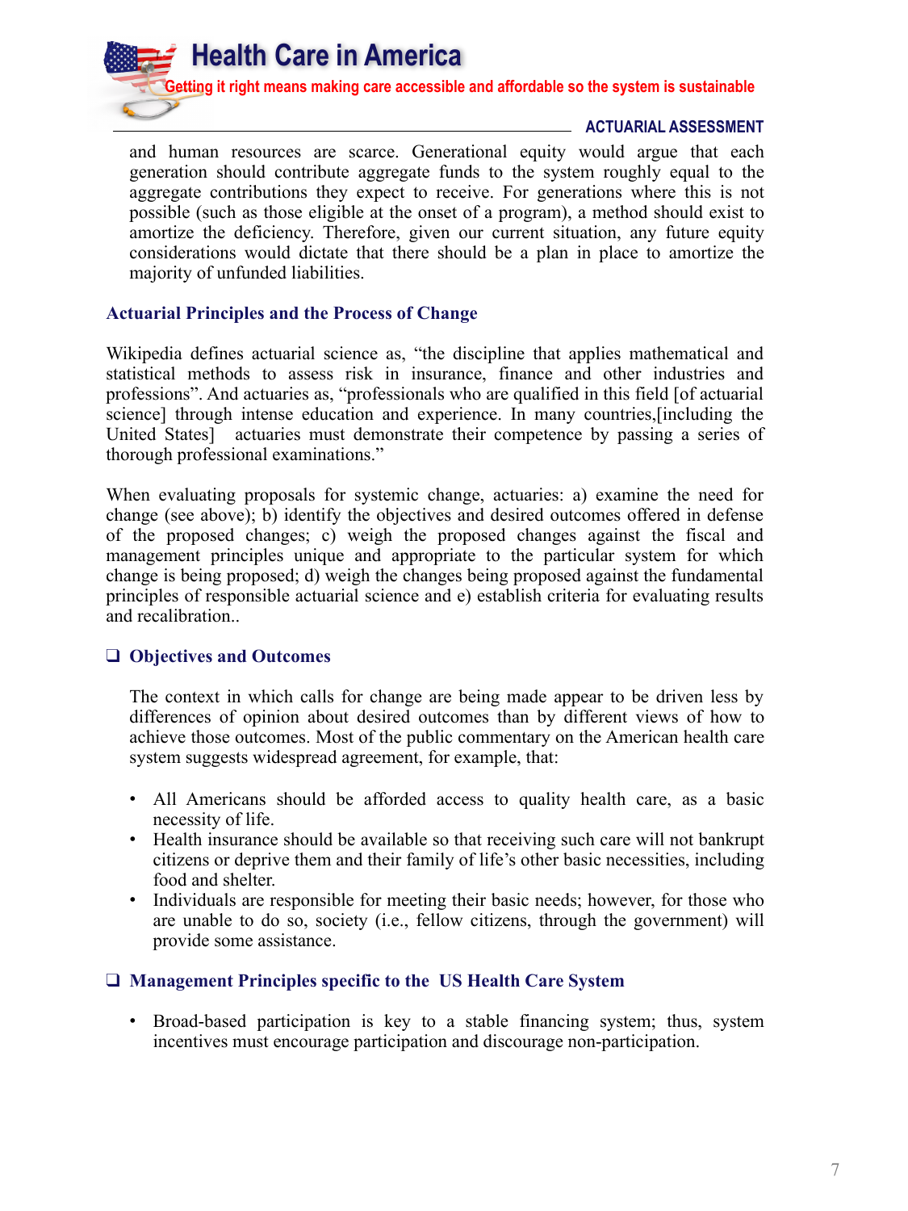and human resources are scarce. Generational equity would argue that each generation should contribute aggregate funds to the system roughly equal to the aggregate contributions they expect to receive. For generations where this is not possible (such as those eligible at the onset of a program), a method should exist to amortize the deficiency. Therefore, given our current situation, any future equity considerations would dictate that there should be a plan in place to amortize the majority of unfunded liabilities.

## Actuarial Principles and the Process of Change

Wikipedia defines actuarial science as, "the discipline that applies mathematical and statistical methods to assess risk in insurance, finance and other industries and professions". And actuaries as, "professionals who are qualified in this field [of actuarial science] through intense education and experience. In many countries,[including the United States] actuaries must demonstrate their competence by passing a series of thorough professional examinations."

When evaluating proposals for systemic change, actuaries: a) examine the need for change (see above); b) identify the objectives and desired outcomes offered in defense of the proposed changes; c) weigh the proposed changes against the fiscal and management principles unique and appropriate to the particular system for which change is being proposed; d) weigh the changes being proposed against the fundamental principles of responsible actuarial science and e) establish criteria for evaluating results and recalibration..

### Objectives and Outcomes

The context in which calls for change are being made appear to be driven less by differences of opinion about desired outcomes than by different views of how to achieve those outcomes. Most of the public commentary on the American health care system suggests widespread agreement, for example, that:

- All Americans should be afforded access to quality health care, as a basic necessity of life.
- Health insurance should be available so that receiving such care will not bankrupt citizens or deprive them and their family of life's other basic necessities, including food and shelter.
- Individuals are responsible for meeting their basic needs; however, for those who are unable to do so, society (i.e., fellow citizens, through the government) will provide some assistance.

### Management Principles specific to the US Health Care System

- Broad-based participation is key to a stable financing system; thus, system incentives must encourage participation and discourage non-participation.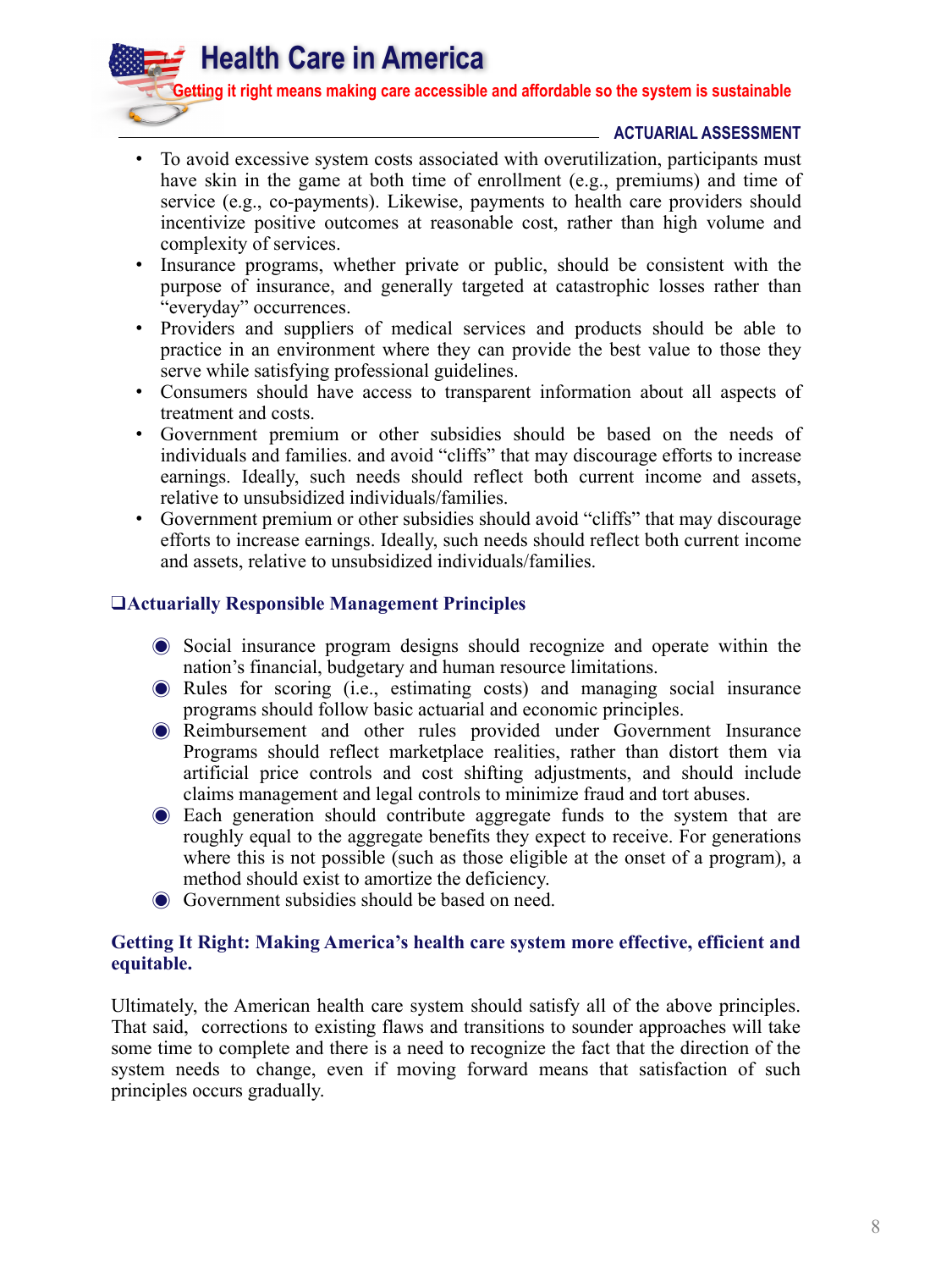- To avoid excessive system costs associated with overutilization, participants must have skin in the game at both time of enrollment (e.g., premiums) and time of service (e.g., co-payments). Likewise, payments to health care providers should incentivize positive outcomes at reasonable cost, rather than high volume and complexity of services.
- Insurance programs, whether private or public, should be consistent with the purpose of insurance, and generally targeted at catastrophic losses rather than "everyday" occurrences.
- Providers and suppliers of medical services and products should be able to practice in an environment where they can provide the best value to those they serve while satisfying professional guidelines.
- Consumers should have access to transparent information about all aspects of treatment and costs.
- Government premium or other subsidies should be based on the needs of individuals and families. and avoid "cliffs" that may discourage efforts to increase earnings. Ideally, such needs should reflect both current income and assets, relative to unsubsidized individuals/families.
- Government premium or other subsidies should avoid "cliffs" that may discourage efforts to increase earnings. Ideally, such needs should reflect both current income and assets, relative to unsubsidized individuals/families.

### ❑Actuarially Responsible Management Principles

- Social insurance program designs should recognize and operate within the nation's financial, budgetary and human resource limitations.
- Rules for scoring (i.e., estimating costs) and managing social insurance programs should follow basic actuarial and economic principles.
- Reimbursement and other rules provided under Government Insurance Programs should reflect marketplace realities, rather than distort them via artificial price controls and cost shifting adjustments, and should include claims management and legal controls to minimize fraud and tort abuses.
- Each generation should contribute aggregate funds to the system that are roughly equal to the aggregate benefits they expect to receive. For generations where this is not possible (such as those eligible at the onset of a program), a method should exist to amortize the deficiency.
- Government subsidies should be based on need.

### Getting It Right: Making America's health care system more effective, efficient and equitable.

Ultimately, the American health care system should satisfy all of the above principles. That said, corrections to existing flaws and transitions to sounder approaches will take some time to complete and there is a need to recognize the fact that the direction of the system needs to change, even if moving forward means that satisfaction of such principles occurs gradually.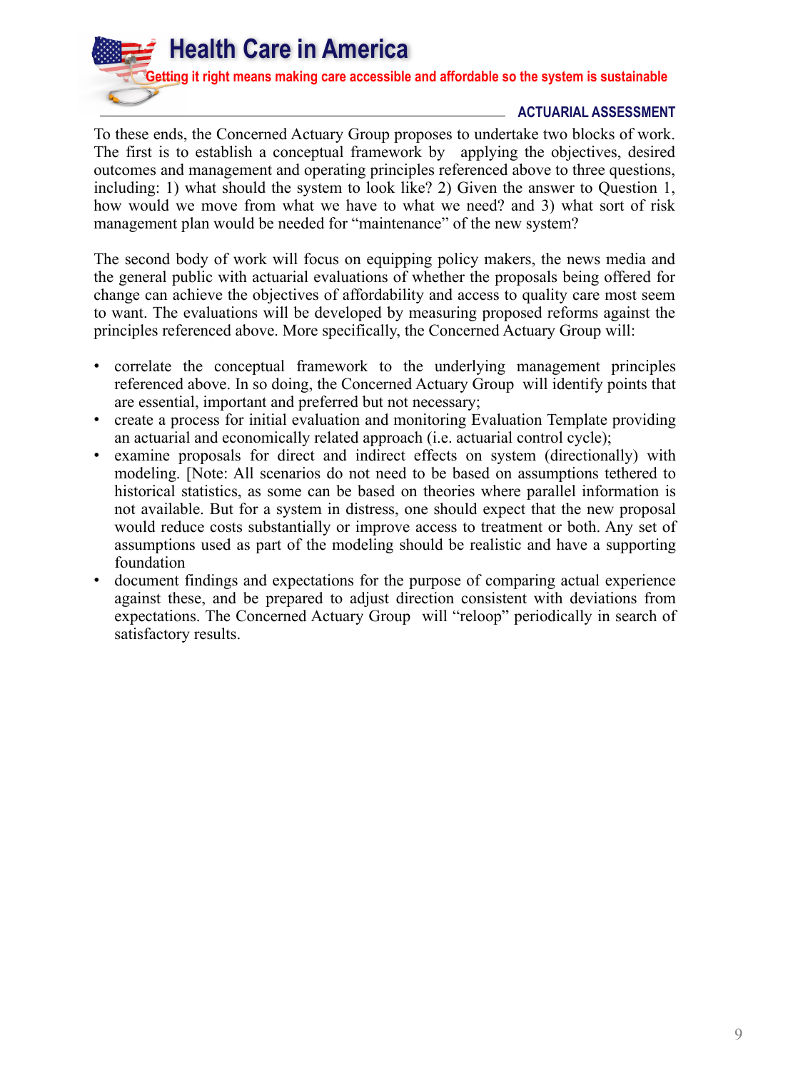To these ends, the Concerned Actuary Group proposes to undertake two blocks of work. The first is to establish a conceptual framework by applying the objectives, desired outcomes and management and operating principles referenced above to three questions, including: 1) what should the system to look like? 2) Given the answer to Question 1, how would we move from what we have to what we need? and 3) what sort of risk management plan would be needed for "maintenance" of the new system?

The second body of work will focus on equipping policy makers, the news media and the general public with actuarial evaluations of whether the proposals being offered for change can achieve the objectives of affordability and access to quality care most seem to want. The evaluations will be developed by measuring proposed reforms against the principles referenced above. More specifically, the Concerned Actuary Group will:

- correlate the conceptual framework to the underlying management principles referenced above. In so doing, the Concerned Actuary Group will identify points that are essential, important and preferred but not necessary;
- create a process for initial evaluation and monitoring Evaluation Template providing an actuarial and economically related approach (i.e. actuarial control cycle);
- examine proposals for direct and indirect effects on system (directionally) with modeling. [Note: All scenarios do not need to be based on assumptions tethered to historical statistics, as some can be based on theories where parallel information is not available. But for a system in distress, one should expect that the new proposal would reduce costs substantially or improve access to treatment or both. Any set of assumptions used as part of the modeling should be realistic and have a supporting foundation
- document findings and expectations for the purpose of comparing actual experience against these, and be prepared to adjust direction consistent with deviations from expectations. The Concerned Actuary Group will "reloop" periodically in search of satisfactory results.